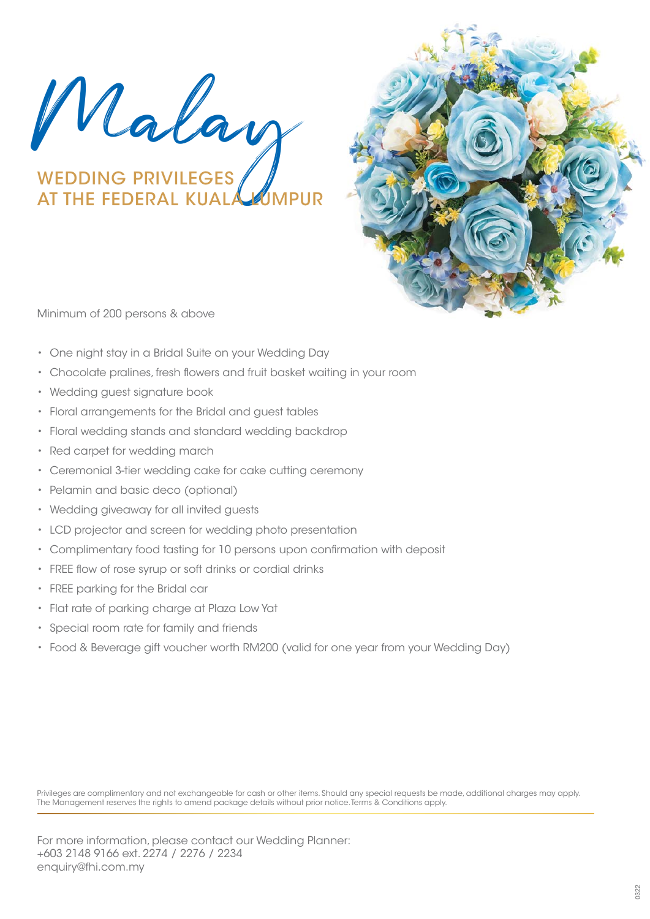# Malay

## WEDDING PRIVILEGES AT THE FEDERAL KUALA LUMPUR

Minimum of 200 persons & above

- One night stay in a Bridal Suite on your Wedding Day
- Chocolate pralines, fresh flowers and fruit basket waiting in your room
- Wedding guest signature book
- Floral arrangements for the Bridal and guest tables
- Floral wedding stands and standard wedding backdrop
- Red carpet for wedding march
- Ceremonial 3-tier wedding cake for cake cutting ceremony
- Pelamin and basic deco (optional)
- Wedding giveaway for all invited guests
- LCD projector and screen for wedding photo presentation
- Complimentary food tasting for 10 persons upon confirmation with deposit
- FREE flow of rose syrup or soft drinks or cordial drinks
- FREE parking for the Bridal car
- Flat rate of parking charge at Plaza Low Yat
- Special room rate for family and friends
- Food & Beverage gift voucher worth RM200 (valid for one year from your Wedding Day)

Privileges are complimentary and not exchangeable for cash or other items. Should any special requests be made, additional charges may apply. The Management reserves the rights to amend package details without prior notice. Terms & Conditions apply.

For more information, please contact our Wedding Planner:
+603 2148 9166 ext. 2274 / 2276 / 2234
enquiry@fhi.com.my

0322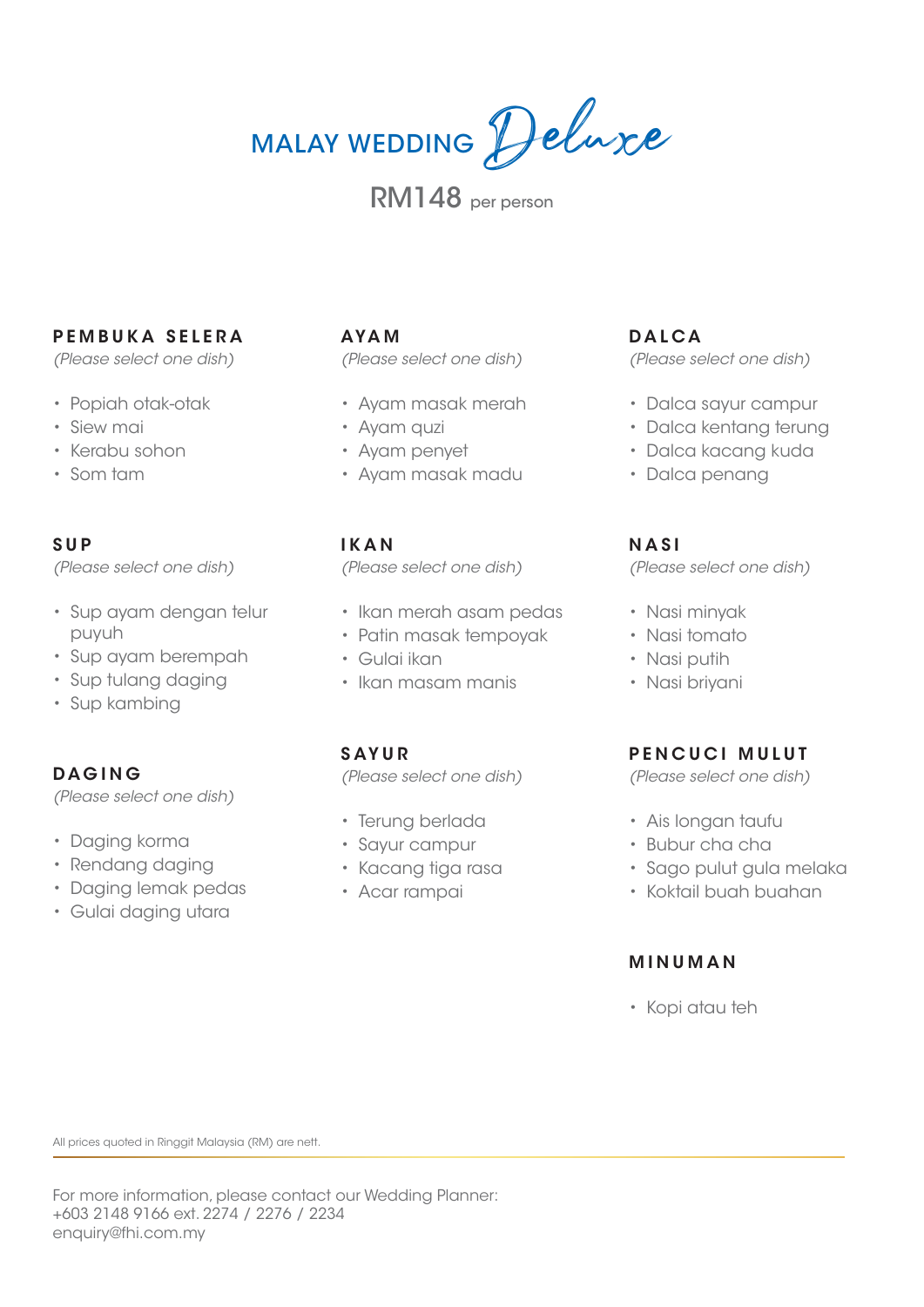# MALAY WEDDING *Deluxe*

RM148 per person

### PEMBUKA SELERA
*(Please select one dish)*

- Popiah otak-otak
- Siew mai
- Kerabu sohon
- Som tam

### SUP
*(Please select one dish)*

- Sup ayam dengan telur puyuh
- Sup ayam berempah
- Sup tulang daging
- Sup kambing

### DAGING
*(Please select one dish)*

- Daging korma
- Rendang daging
- Daging lemak pedas
- Gulai daging utara

### AYAM
*(Please select one dish)*

- Ayam masak merah
- Ayam quzi
- Ayam penyet
- Ayam masak madu

### IKAN
*(Please select one dish)*

- Ikan merah asam pedas
- Patin masak tempoyak
- Gulai ikan
- Ikan masam manis

### SAYUR
*(Please select one dish)*

- Terung berlada
- Sayur campur
- Kacang tiga rasa
- Acar rampai

### DALCA
*(Please select one dish)*

- Dalca sayur campur
- Dalca kentang terung
- Dalca kacang kuda
- Dalca penang

### NASI
*(Please select one dish)*

- Nasi minyak
- Nasi tomato
- Nasi putih
- Nasi briyani

### PENCUCI MULUT
*(Please select one dish)*

- Ais longan taufu
- Bubur cha cha
- Sago pulut gula melaka
- Koktail buah buahan

### MINUMAN

- Kopi atau teh

All prices quoted in Ringgit Malaysia (RM) are nett.

For more information, please contact our Wedding Planner:
+603 2148 9166 ext. 2274 / 2276 / 2234
enquiry@fhi.com.my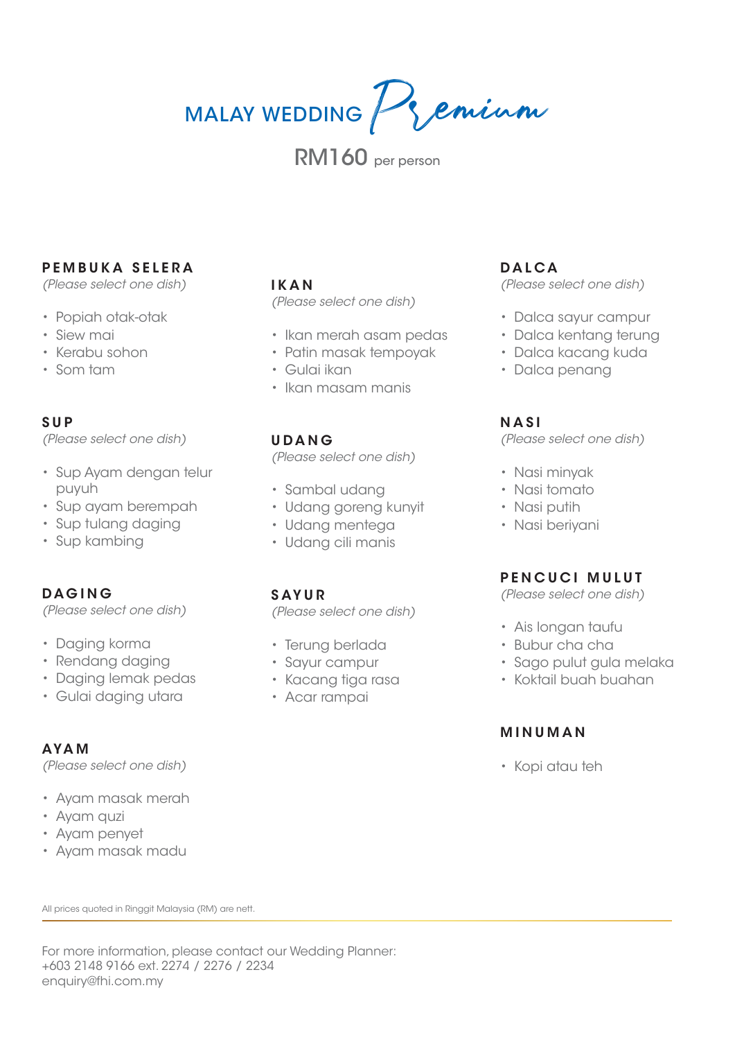# MALAY WEDDING *Premium*

RM160 per person

## PEMBUKA SELERA

*(Please select one dish)*

- Popiah otak-otak
- Siew mai
- Kerabu sohon
- Som tam

## SUP

*(Please select one dish)*

- Sup Ayam dengan telur puyuh
- Sup ayam berempah
- Sup tulang daging
- Sup kambing

## DAGING

*(Please select one dish)*

- Daging korma
- Rendang daging
- Daging lemak pedas
- Gulai daging utara

## AYAM

*(Please select one dish)*

- Ayam masak merah
- Ayam quzi
- Ayam penyet
- Ayam masak madu

## IKAN

*(Please select one dish)*

- Ikan merah asam pedas
- Patin masak tempoyak
- Gulai ikan
- Ikan masam manis

## UDANG

*(Please select one dish)*

- Sambal udang
- Udang goreng kunyit
- Udang mentega
- Udang cili manis

## SAYUR

*(Please select one dish)*

- Terung berlada
- Sayur campur
- Kacang tiga rasa
- Acar rampai

## DALCA

*(Please select one dish)*

- Dalca sayur campur
- Dalca kentang terung
- Dalca kacang kuda
- Dalca penang

## NASI

*(Please select one dish)*

- Nasi minyak
- Nasi tomato
- Nasi putih
- Nasi beriyani

## PENCUCI MULUT

*(Please select one dish)*

- Ais longan taufu
- Bubur cha cha
- Sago pulut gula melaka
- Koktail buah buahan

## MINUMAN

- Kopi atau teh

All prices quoted in Ringgit Malaysia (RM) are nett.

For more information, please contact our Wedding Planner:
+603 2148 9166 ext. 2274 / 2276 / 2234
enquiry@fhi.com.my